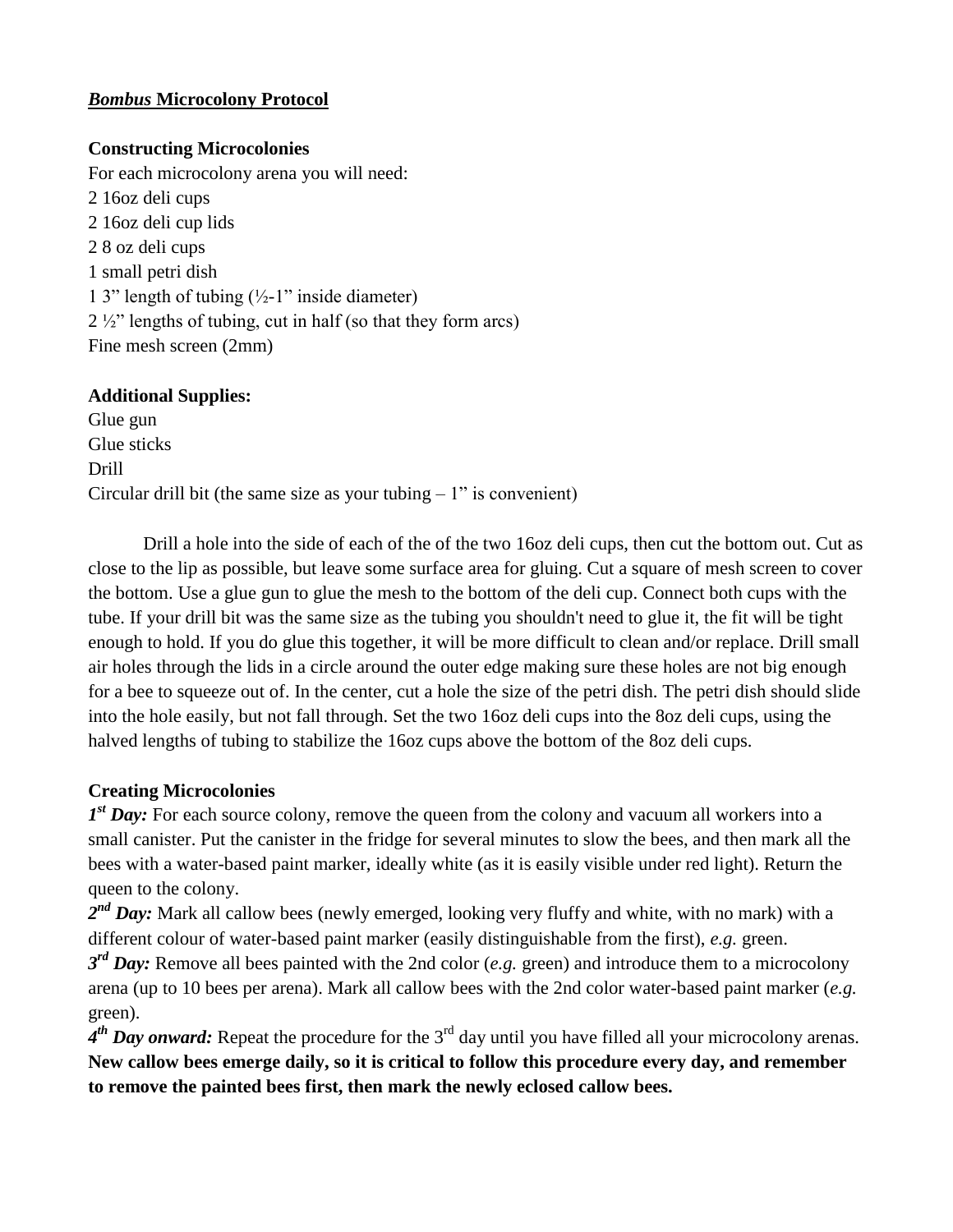# ***Bombus* Microcolony Protocol**

## **Constructing Microcolonies**

For each microcolony arena you will need:
2 16oz deli cups
2 16oz deli cup lids
2 8 oz deli cups
1 small petri dish
1 3" length of tubing (½-1" inside diameter)
2 ½" lengths of tubing, cut in half (so that they form arcs)
Fine mesh screen (2mm)

## **Additional Supplies:**

Glue gun
Glue sticks
Drill
Circular drill bit (the same size as your tubing – 1" is convenient)

Drill a hole into the side of each of the of the two 16oz deli cups, then cut the bottom out. Cut as close to the lip as possible, but leave some surface area for gluing. Cut a square of mesh screen to cover the bottom. Use a glue gun to glue the mesh to the bottom of the deli cup. Connect both cups with the tube. If your drill bit was the same size as the tubing you shouldn't need to glue it, the fit will be tight enough to hold. If you do glue this together, it will be more difficult to clean and/or replace. Drill small air holes through the lids in a circle around the outer edge making sure these holes are not big enough for a bee to squeeze out of. In the center, cut a hole the size of the petri dish. The petri dish should slide into the hole easily, but not fall through. Set the two 16oz deli cups into the 8oz deli cups, using the halved lengths of tubing to stabilize the 16oz cups above the bottom of the 8oz deli cups.

## **Creating Microcolonies**

***1st Day:*** For each source colony, remove the queen from the colony and vacuum all workers into a small canister. Put the canister in the fridge for several minutes to slow the bees, and then mark all the bees with a water-based paint marker, ideally white (as it is easily visible under red light). Return the queen to the colony.

***2nd Day:*** Mark all callow bees (newly emerged, looking very fluffy and white, with no mark) with a different colour of water-based paint marker (easily distinguishable from the first), *e.g.* green.

***3rd Day:*** Remove all bees painted with the 2nd color (*e.g.* green) and introduce them to a microcolony arena (up to 10 bees per arena). Mark all callow bees with the 2nd color water-based paint marker (*e.g.* green).

***4th Day onward:*** Repeat the procedure for the 3rd day until you have filled all your microcolony arenas. **New callow bees emerge daily, so it is critical to follow this procedure every day, and remember to remove the painted bees first, then mark the newly eclosed callow bees.**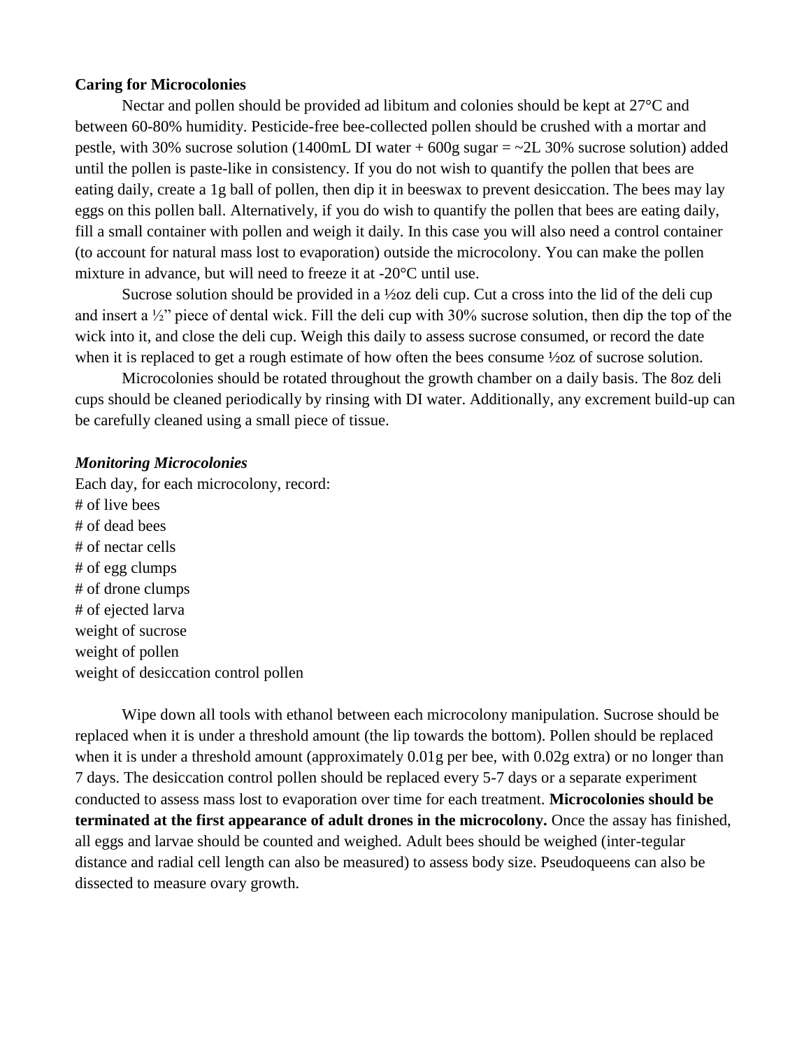**Caring for Microcolonies**

Nectar and pollen should be provided ad libitum and colonies should be kept at 27°C and between 60-80% humidity. Pesticide-free bee-collected pollen should be crushed with a mortar and pestle, with 30% sucrose solution (1400mL DI water + 600g sugar = ~2L 30% sucrose solution) added until the pollen is paste-like in consistency. If you do not wish to quantify the pollen that bees are eating daily, create a 1g ball of pollen, then dip it in beeswax to prevent desiccation. The bees may lay eggs on this pollen ball. Alternatively, if you do wish to quantify the pollen that bees are eating daily, fill a small container with pollen and weigh it daily. In this case you will also need a control container (to account for natural mass lost to evaporation) outside the microcolony. You can make the pollen mixture in advance, but will need to freeze it at -20°C until use.

Sucrose solution should be provided in a ½oz deli cup. Cut a cross into the lid of the deli cup and insert a ½" piece of dental wick. Fill the deli cup with 30% sucrose solution, then dip the top of the wick into it, and close the deli cup. Weigh this daily to assess sucrose consumed, or record the date when it is replaced to get a rough estimate of how often the bees consume ½oz of sucrose solution.

Microcolonies should be rotated throughout the growth chamber on a daily basis. The 8oz deli cups should be cleaned periodically by rinsing with DI water. Additionally, any excrement build-up can be carefully cleaned using a small piece of tissue.

***Monitoring Microcolonies***

Each day, for each microcolony, record:
# of live bees
# of dead bees
# of nectar cells
# of egg clumps
# of drone clumps
# of ejected larva
weight of sucrose
weight of pollen
weight of desiccation control pollen

Wipe down all tools with ethanol between each microcolony manipulation. Sucrose should be replaced when it is under a threshold amount (the lip towards the bottom). Pollen should be replaced when it is under a threshold amount (approximately 0.01g per bee, with 0.02g extra) or no longer than 7 days. The desiccation control pollen should be replaced every 5-7 days or a separate experiment conducted to assess mass lost to evaporation over time for each treatment. **Microcolonies should be terminated at the first appearance of adult drones in the microcolony.** Once the assay has finished, all eggs and larvae should be counted and weighed. Adult bees should be weighed (inter-tegular distance and radial cell length can also be measured) to assess body size. Pseudoqueens can also be dissected to measure ovary growth.